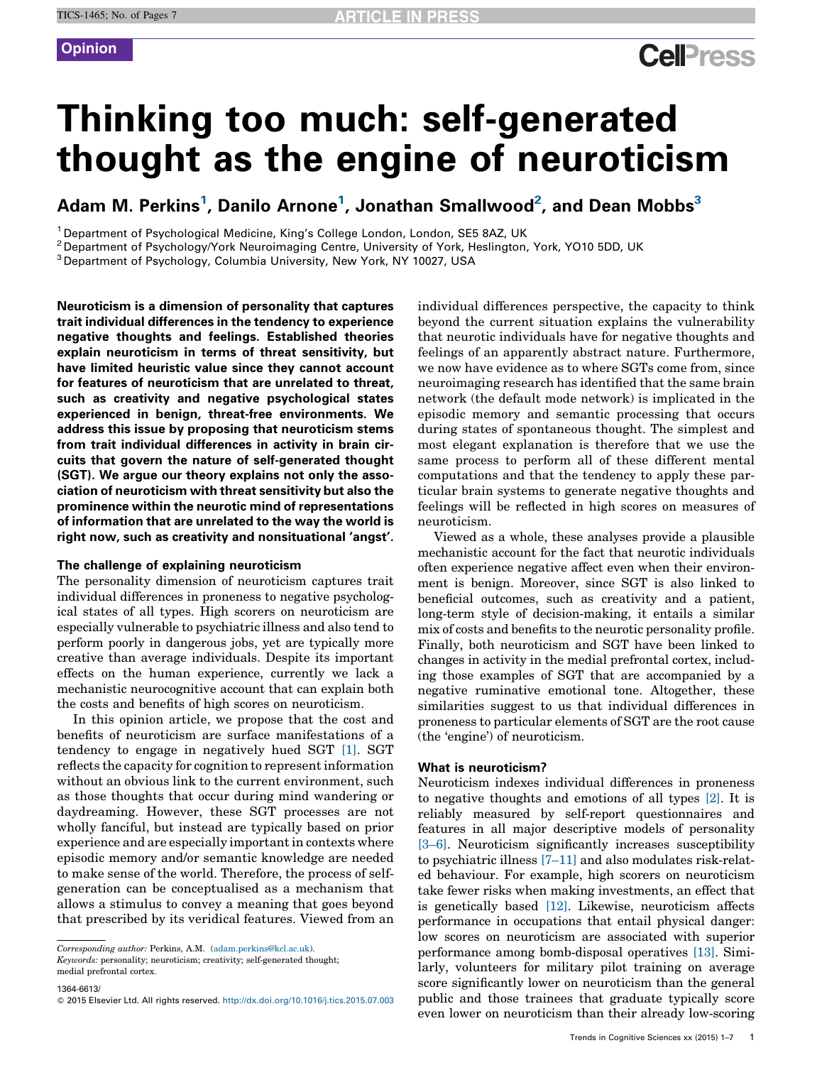Opinion

# Thinking too much: self-generated thought as the engine of neuroticism

Adam M. Perkins[1], Danilo Arnone[1], Jonathan Smallwood[2], and Dean Mobbs[3]

[1] Department of Psychological Medicine, King's College London, London, SE5 8AZ, UK
[2] Department of Psychology/York Neuroimaging Centre, University of York, Heslington, York, YO10 5DD, UK
[3] Department of Psychology, Columbia University, New York, NY 10027, USA

**Neuroticism is a dimension of personality that captures trait individual differences in the tendency to experience negative thoughts and feelings. Established theories explain neuroticism in terms of threat sensitivity, but have limited heuristic value since they cannot account for features of neuroticism that are unrelated to threat, such as creativity and negative psychological states experienced in benign, threat-free environments. We address this issue by proposing that neuroticism stems from trait individual differences in activity in brain circuits that govern the nature of self-generated thought (SGT). We argue our theory explains not only the association of neuroticism with threat sensitivity but also the prominence within the neurotic mind of representations of information that are unrelated to the way the world is right now, such as creativity and nonsituational 'angst'.**

## The challenge of explaining neuroticism

The personality dimension of neuroticism captures trait individual differences in proneness to negative psychological states of all types. High scorers on neuroticism are especially vulnerable to psychiatric illness and also tend to perform poorly in dangerous jobs, yet are typically more creative than average individuals. Despite its important effects on the human experience, currently we lack a mechanistic neurocognitive account that can explain both the costs and benefits of high scores on neuroticism.

In this opinion article, we propose that the cost and benefits of neuroticism are surface manifestations of a tendency to engage in negatively hued SGT [1]. SGT reflects the capacity for cognition to represent information without an obvious link to the current environment, such as those thoughts that occur during mind wandering or daydreaming. However, these SGT processes are not wholly fanciful, but instead are typically based on prior experience and are especially important in contexts where episodic memory and/or semantic knowledge are needed to make sense of the world. Therefore, the process of self-generation can be conceptualised as a mechanism that allows a stimulus to convey a meaning that goes beyond that prescribed by its veridical features. Viewed from an individual differences perspective, the capacity to think beyond the current situation explains the vulnerability that neurotic individuals have for negative thoughts and feelings of an apparently abstract nature. Furthermore, we now have evidence as to where SGTs come from, since neuroimaging research has identified that the same brain network (the default mode network) is implicated in the episodic memory and semantic processing that occurs during states of spontaneous thought. The simplest and most elegant explanation is therefore that we use the same process to perform all of these different mental computations and that the tendency to apply these particular brain systems to generate negative thoughts and feelings will be reflected in high scores on measures of neuroticism.

Viewed as a whole, these analyses provide a plausible mechanistic account for the fact that neurotic individuals often experience negative affect even when their environment is benign. Moreover, since SGT is also linked to beneficial outcomes, such as creativity and a patient, long-term style of decision-making, it entails a similar mix of costs and benefits to the neurotic personality profile. Finally, both neuroticism and SGT have been linked to changes in activity in the medial prefrontal cortex, including those examples of SGT that are accompanied by a negative ruminative emotional tone. Altogether, these similarities suggest to us that individual differences in proneness to particular elements of SGT are the root cause (the 'engine') of neuroticism.

## What is neuroticism?

Neuroticism indexes individual differences in proneness to negative thoughts and emotions of all types [2]. It is reliably measured by self-report questionnaires and features in all major descriptive models of personality [3–6]. Neuroticism significantly increases susceptibility to psychiatric illness [7–11] and also modulates risk-related behaviour. For example, high scorers on neuroticism take fewer risks when making investments, an effect that is genetically based [12]. Likewise, neuroticism affects performance in occupations that entail physical danger: low scores on neuroticism are associated with superior performance among bomb-disposal operatives [13]. Similarly, volunteers for military pilot training on average score significantly lower on neuroticism than the general public and those trainees that graduate typically score even lower on neuroticism than their already low-scoring

*Corresponding author:* Perkins, A.M. (adam.perkins@kcl.ac.uk).
*Keywords:* personality; neuroticism; creativity; self-generated thought; medial prefrontal cortex.

1364-6613/
© 2015 Elsevier Ltd. All rights reserved. http://dx.doi.org/10.1016/j.tics.2015.07.003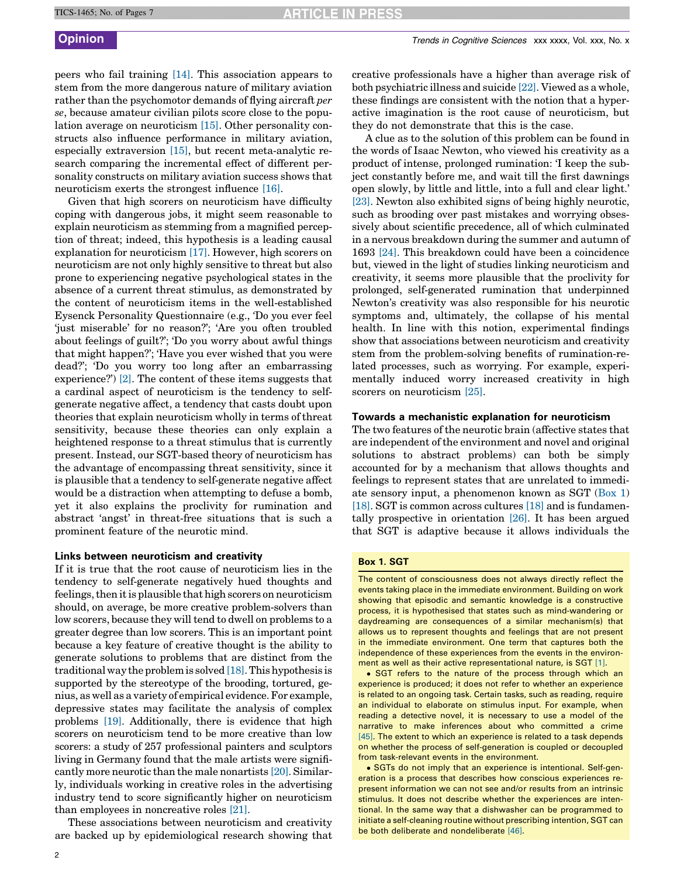peers who fail training [14]. This association appears to stem from the more dangerous nature of military aviation rather than the psychomotor demands of flying aircraft *per se*, because amateur civilian pilots score close to the population average on neuroticism [15]. Other personality constructs also influence performance in military aviation, especially extraversion [15], but recent meta-analytic research comparing the incremental effect of different personality constructs on military aviation success shows that neuroticism exerts the strongest influence [16].

Given that high scorers on neuroticism have difficulty coping with dangerous jobs, it might seem reasonable to explain neuroticism as stemming from a magnified perception of threat; indeed, this hypothesis is a leading causal explanation for neuroticism [17]. However, high scorers on neuroticism are not only highly sensitive to threat but also prone to experiencing negative psychological states in the absence of a current threat stimulus, as demonstrated by the content of neuroticism items in the well-established Eysenck Personality Questionnaire (e.g., 'Do you ever feel 'just miserable' for no reason?'; 'Are you often troubled about feelings of guilt?'; 'Do you worry about awful things that might happen?'; 'Have you ever wished that you were dead?'; 'Do you worry too long after an embarrassing experience?') [2]. The content of these items suggests that a cardinal aspect of neuroticism is the tendency to self-generate negative affect, a tendency that casts doubt upon theories that explain neuroticism wholly in terms of threat sensitivity, because these theories can only explain a heightened response to a threat stimulus that is currently present. Instead, our SGT-based theory of neuroticism has the advantage of encompassing threat sensitivity, since it is plausible that a tendency to self-generate negative affect would be a distraction when attempting to defuse a bomb, yet it also explains the proclivity for rumination and abstract 'angst' in threat-free situations that is such a prominent feature of the neurotic mind.

## Links between neuroticism and creativity

If it is true that the root cause of neuroticism lies in the tendency to self-generate negatively hued thoughts and feelings, then it is plausible that high scorers on neuroticism should, on average, be more creative problem-solvers than low scorers, because they will tend to dwell on problems to a greater degree than low scorers. This is an important point because a key feature of creative thought is the ability to generate solutions to problems that are distinct from the traditional way the problem is solved [18]. This hypothesis is supported by the stereotype of the brooding, tortured, genius, as well as a variety of empirical evidence. For example, depressive states may facilitate the analysis of complex problems [19]. Additionally, there is evidence that high scorers on neuroticism tend to be more creative than low scorers: a study of 257 professional painters and sculptors living in Germany found that the male artists were significantly more neurotic than the male nonartists [20]. Similarly, individuals working in creative roles in the advertising industry tend to score significantly higher on neuroticism than employees in noncreative roles [21].

These associations between neuroticism and creativity are backed up by epidemiological research showing that creative professionals have a higher than average risk of both psychiatric illness and suicide [22]. Viewed as a whole, these findings are consistent with the notion that a hyperactive imagination is the root cause of neuroticism, but they do not demonstrate that this is the case.

A clue as to the solution of this problem can be found in the words of Isaac Newton, who viewed his creativity as a product of intense, prolonged rumination: 'I keep the subject constantly before me, and wait till the first dawnings open slowly, by little and little, into a full and clear light.' [23]. Newton also exhibited signs of being highly neurotic, such as brooding over past mistakes and worrying obsessively about scientific precedence, all of which culminated in a nervous breakdown during the summer and autumn of 1693 [24]. This breakdown could have been a coincidence but, viewed in the light of studies linking neuroticism and creativity, it seems more plausible that the proclivity for prolonged, self-generated rumination that underpinned Newton's creativity was also responsible for his neurotic symptoms and, ultimately, the collapse of his mental health. In line with this notion, experimental findings show that associations between neuroticism and creativity stem from the problem-solving benefits of rumination-related processes, such as worrying. For example, experimentally induced worry increased creativity in high scorers on neuroticism [25].

## Towards a mechanistic explanation for neuroticism

The two features of the neurotic brain (affective states that are independent of the environment and novel and original solutions to abstract problems) can both be simply accounted for by a mechanism that allows thoughts and feelings to represent states that are unrelated to immediate sensory input, a phenomenon known as SGT (Box 1) [18]. SGT is common across cultures [18] and is fundamentally prospective in orientation [26]. It has been argued that SGT is adaptive because it allows individuals the

### Box 1. SGT

The content of consciousness does not always directly reflect the events taking place in the immediate environment. Building on work showing that episodic and semantic knowledge is a constructive process, it is hypothesised that states such as mind-wandering or daydreaming are consequences of a similar mechanism(s) that allows us to represent thoughts and feelings that are not present in the immediate environment. One term that captures both the independence of these experiences from the events in the environment as well as their active representational nature, is SGT [1].

- SGT refers to the nature of the process through which an experience is produced; it does not refer to whether an experience is related to an ongoing task. Certain tasks, such as reading, require an individual to elaborate on stimulus input. For example, when reading a detective novel, it is necessary to use a model of the narrative to make inferences about who committed a crime [45]. The extent to which an experience is related to a task depends on whether the process of self-generation is coupled or decoupled from task-relevant events in the environment.
- SGTs do not imply that an experience is intentional. Self-generation is a process that describes how conscious experiences represent information we can not see and/or results from an intrinsic stimulus. It does not describe whether the experiences are intentional. In the same way that a dishwasher can be programmed to initiate a self-cleaning routine without prescribing intention, SGT can be both deliberate and nondeliberate [46].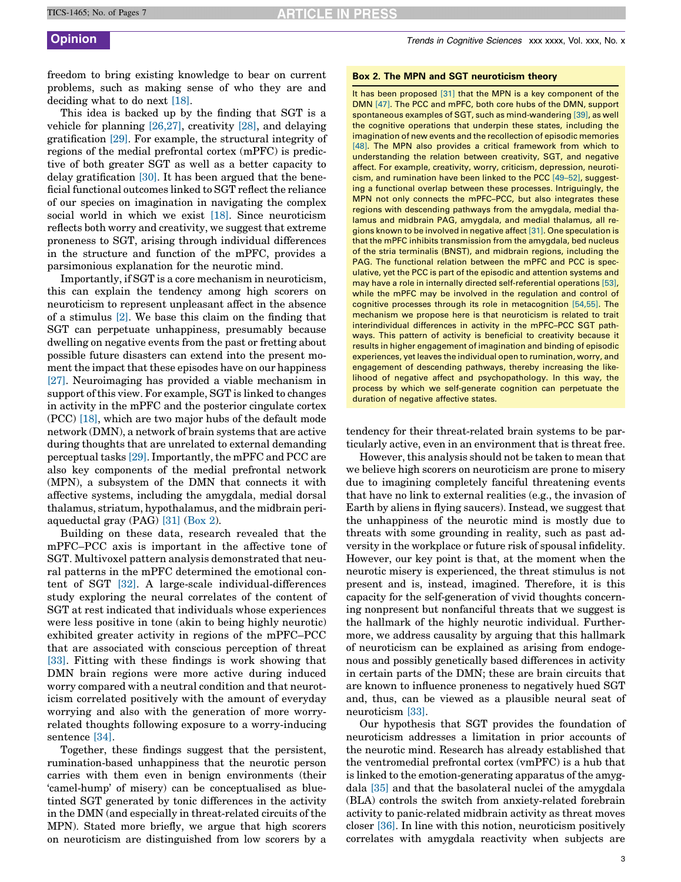freedom to bring existing knowledge to bear on current problems, such as making sense of who they are and deciding what to do next [18].

This idea is backed up by the finding that SGT is a vehicle for planning [26,27], creativity [28], and delaying gratification [29]. For example, the structural integrity of regions of the medial prefrontal cortex (mPFC) is predictive of both greater SGT as well as a better capacity to delay gratification [30]. It has been argued that the beneficial functional outcomes linked to SGT reflect the reliance of our species on imagination in navigating the complex social world in which we exist [18]. Since neuroticism reflects both worry and creativity, we suggest that extreme proneness to SGT, arising through individual differences in the structure and function of the mPFC, provides a parsimonious explanation for the neurotic mind.

Importantly, if SGT is a core mechanism in neuroticism, this can explain the tendency among high scorers on neuroticism to represent unpleasant affect in the absence of a stimulus [2]. We base this claim on the finding that SGT can perpetuate unhappiness, presumably because dwelling on negative events from the past or fretting about possible future disasters can extend into the present moment the impact that these episodes have on our happiness [27]. Neuroimaging has provided a viable mechanism in support of this view. For example, SGT is linked to changes in activity in the mPFC and the posterior cingulate cortex (PCC) [18], which are two major hubs of the default mode network (DMN), a network of brain systems that are active during thoughts that are unrelated to external demanding perceptual tasks [29]. Importantly, the mPFC and PCC are also key components of the medial prefrontal network (MPN), a subsystem of the DMN that connects it with affective systems, including the amygdala, medial dorsal thalamus, striatum, hypothalamus, and the midbrain periaqueductal gray (PAG) [31] (Box 2).

Building on these data, research revealed that the mPFC–PCC axis is important in the affective tone of SGT. Multivoxel pattern analysis demonstrated that neural patterns in the mPFC determined the emotional content of SGT [32]. A large-scale individual-differences study exploring the neural correlates of the content of SGT at rest indicated that individuals whose experiences were less positive in tone (akin to being highly neurotic) exhibited greater activity in regions of the mPFC–PCC that are associated with conscious perception of threat [33]. Fitting with these findings is work showing that DMN brain regions were more active during induced worry compared with a neutral condition and that neuroticism correlated positively with the amount of everyday worrying and also with the generation of more worry-related thoughts following exposure to a worry-inducing sentence [34].

Together, these findings suggest that the persistent, rumination-based unhappiness that the neurotic person carries with them even in benign environments (their 'camel-hump' of misery) can be conceptualised as blue-tinted SGT generated by tonic differences in the activity in the DMN (and especially in threat-related circuits of the MPN). Stated more briefly, we argue that high scorers on neuroticism are distinguished from low scorers by a tendency for their threat-related brain systems to be particularly active, even in an environment that is threat free.

However, this analysis should not be taken to mean that we believe high scorers on neuroticism are prone to misery due to imagining completely fanciful threatening events that have no link to external realities (e.g., the invasion of Earth by aliens in flying saucers). Instead, we suggest that the unhappiness of the neurotic mind is mostly due to threats with some grounding in reality, such as past adversity in the workplace or future risk of spousal infidelity. However, our key point is that, at the moment when the neurotic misery is experienced, the threat stimulus is not present and is, instead, imagined. Therefore, it is this capacity for the self-generation of vivid thoughts concerning nonpresent but nonfanciful threats that we suggest is the hallmark of the highly neurotic individual. Furthermore, we address causality by arguing that this hallmark of neuroticism can be explained as arising from endogenous and possibly genetically based differences in activity in certain parts of the DMN; these are brain circuits that are known to influence proneness to negatively hued SGT and, thus, can be viewed as a plausible neural seat of neuroticism [33].

Our hypothesis that SGT provides the foundation of neuroticism addresses a limitation in prior accounts of the neurotic mind. Research has already established that the ventromedial prefrontal cortex (vmPFC) is a hub that is linked to the emotion-generating apparatus of the amygdala [35] and that the basolateral nuclei of the amygdala (BLA) controls the switch from anxiety-related forebrain activity to panic-related midbrain activity as threat moves closer [36]. In line with this notion, neuroticism positively correlates with amygdala reactivity when subjects are

**Box 2. The MPN and SGT neuroticism theory**

It has been proposed [31] that the MPN is a key component of the DMN [47]. The PCC and mPFC, both core hubs of the DMN, support spontaneous examples of SGT, such as mind-wandering [39], as well the cognitive operations that underpin these states, including the imagination of new events and the recollection of episodic memories [48]. The MPN also provides a critical framework from which to understanding the relation between creativity, SGT, and negative affect. For example, creativity, worry, criticism, depression, neuroticism, and rumination have been linked to the PCC [49–52], suggesting a functional overlap between these processes. Intriguingly, the MPN not only connects the mPFC–PCC, but also integrates these regions with descending pathways from the amygdala, medial thalamus and midbrain PAG, amygdala, and medial thalamus, all regions known to be involved in negative affect [31]. One speculation is that the mPFC inhibits transmission from the amygdala, bed nucleus of the stria terminalis (BNST), and midbrain regions, including the PAG. The functional relation between the mPFC and PCC is speculative, yet the PCC is part of the episodic and attention systems and may have a role in internally directed self-referential operations [53], while the mPFC may be involved in the regulation and control of cognitive processes through its role in metacognition [54,55]. The mechanism we propose here is related to trait interindividual differences in activity in the mPFC–PCC SGT pathways. This pattern of activity is beneficial to creativity because it results in higher engagement of imagination and binding of episodic experiences, yet leaves the individual open to rumination, worry, and engagement of descending pathways, thereby increasing the likelihood of negative affect and psychopathology. In this way, the process by which we self-generate cognition can perpetuate the duration of negative affective states.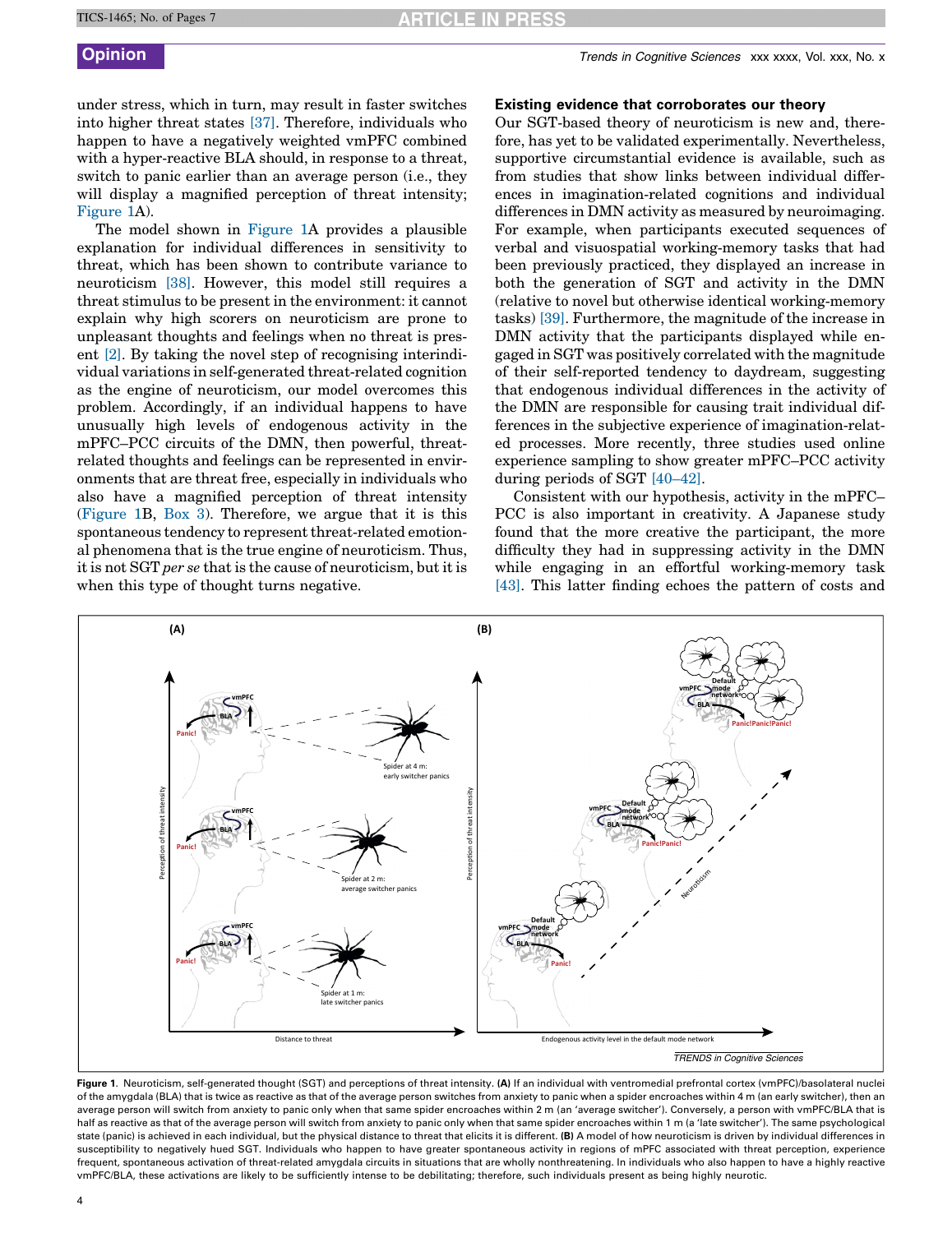under stress, which in turn, may result in faster switches into higher threat states [37]. Therefore, individuals who happen to have a negatively weighted vmPFC combined with a hyper-reactive BLA should, in response to a threat, switch to panic earlier than an average person (i.e., they will display a magnified perception of threat intensity; Figure 1A).

The model shown in Figure 1A provides a plausible explanation for individual differences in sensitivity to threat, which has been shown to contribute variance to neuroticism [38]. However, this model still requires a threat stimulus to be present in the environment: it cannot explain why high scorers on neuroticism are prone to unpleasant thoughts and feelings when no threat is present [2]. By taking the novel step of recognising interindividual variations in self-generated threat-related cognition as the engine of neuroticism, our model overcomes this problem. Accordingly, if an individual happens to have unusually high levels of endogenous activity in the mPFC–PCC circuits of the DMN, then powerful, threat-related thoughts and feelings can be represented in environments that are threat free, especially in individuals who also have a magnified perception of threat intensity (Figure 1B, Box 3). Therefore, we argue that it is this spontaneous tendency to represent threat-related emotional phenomena that is the true engine of neuroticism. Thus, it is not SGT *per se* that is the cause of neuroticism, but it is when this type of thought turns negative.

## Existing evidence that corroborates our theory

Our SGT-based theory of neuroticism is new and, therefore, has yet to be validated experimentally. Nevertheless, supportive circumstantial evidence is available, such as from studies that show links between individual differences in imagination-related cognitions and individual differences in DMN activity as measured by neuroimaging. For example, when participants executed sequences of verbal and visuospatial working-memory tasks that had been previously practiced, they displayed an increase in both the generation of SGT and activity in the DMN (relative to novel but otherwise identical working-memory tasks) [39]. Furthermore, the magnitude of the increase in DMN activity that the participants displayed while engaged in SGT was positively correlated with the magnitude of their self-reported tendency to daydream, suggesting that endogenous individual differences in the activity of the DMN are responsible for causing trait individual differences in the subjective experience of imagination-related processes. More recently, three studies used online experience sampling to show greater mPFC–PCC activity during periods of SGT [40–42].

Consistent with our hypothesis, activity in the mPFC–PCC is also important in creativity. A Japanese study found that the more creative the participant, the more difficulty they had in suppressing activity in the DMN while engaging in an effortful working-memory task [43]. This latter finding echoes the pattern of costs and

Figure 1. Neuroticism, self-generated thought (SGT) and perceptions of threat intensity. **(A)** If an individual with ventromedial prefrontal cortex (vmPFC)/basolateral nuclei of the amygdala (BLA) that is twice as reactive as that of the average person switches from anxiety to panic when a spider encroaches within 4 m (an early switcher), then an average person will switch from anxiety to panic only when that same spider encroaches within 2 m (an 'average switcher'). Conversely, a person with vmPFC/BLA that is half as reactive as that of the average person will switch from anxiety to panic only when that same spider encroaches within 1 m (a 'late switcher'). The same psychological state (panic) is achieved in each individual, but the physical distance to threat that elicits it is different. **(B)** A model of how neuroticism is driven by individual differences in susceptibility to negatively hued SGT. Individuals who happen to have greater spontaneous activity in regions of mPFC associated with threat perception, experience frequent, spontaneous activation of threat-related amygdala circuits in situations that are wholly nonthreatening. In individuals who also happen to have a highly reactive vmPFC/BLA, these activations are likely to be sufficiently intense to be debilitating; therefore, such individuals present as being highly neurotic.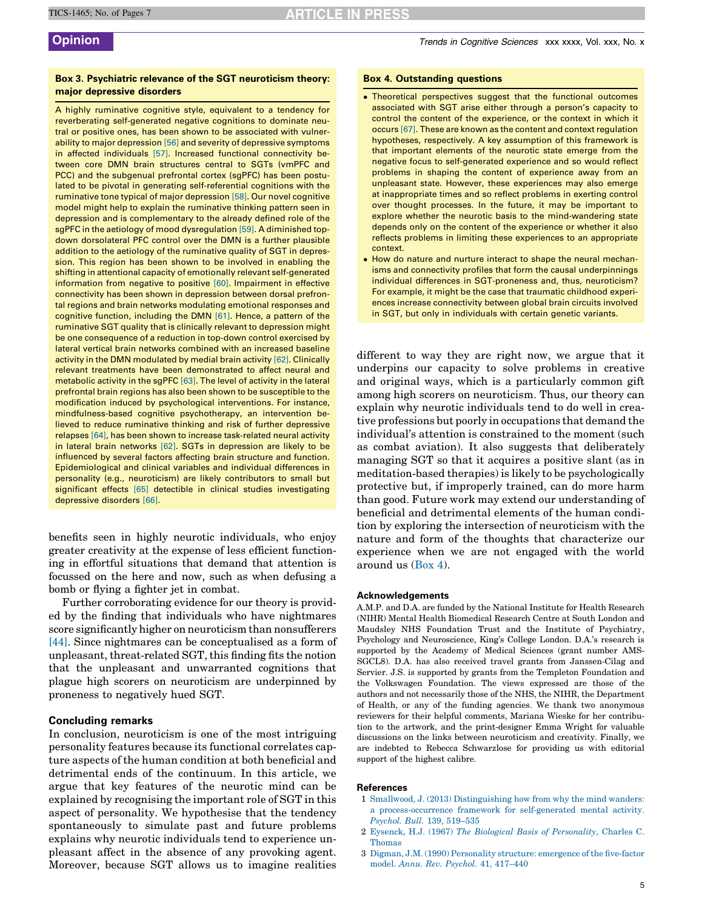### Box 3. Psychiatric relevance of the SGT neuroticism theory: major depressive disorders

A highly ruminative cognitive style, equivalent to a tendency for reverberating self-generated negative cognitions to dominate neutral or positive ones, has been shown to be associated with vulnerability to major depression [56] and severity of depressive symptoms in affected individuals [57]. Increased functional connectivity between core DMN brain structures central to SGTs (vmPFC and PCC) and the subgenual prefrontal cortex (sgPFC) has been postulated to be pivotal in generating self-referential cognitions with the ruminative tone typical of major depression [58]. Our novel cognitive model might help to explain the ruminative thinking pattern seen in depression and is complementary to the already defined role of the sgPFC in the aetiology of mood dysregulation [59]. A diminished top-down dorsolateral PFC control over the DMN is a further plausible addition to the aetiology of the ruminative quality of SGT in depression. This region has been shown to be involved in enabling the shifting in attentional capacity of emotionally relevant self-generated information from negative to positive [60]. Impairment in effective connectivity has been shown in depression between dorsal prefrontal regions and brain networks modulating emotional responses and cognitive function, including the DMN [61]. Hence, a pattern of the ruminative SGT quality that is clinically relevant to depression might be one consequence of a reduction in top-down control exercised by lateral vertical brain networks combined with an increased baseline activity in the DMN modulated by medial brain activity [62]. Clinically relevant treatments have been demonstrated to affect neural and metabolic activity in the sgPFC [63]. The level of activity in the lateral prefrontal brain regions has also been shown to be susceptible to the modification induced by psychological interventions. For instance, mindfulness-based cognitive psychotherapy, an intervention believed to reduce ruminative thinking and risk of further depressive relapses [64], has been shown to increase task-related neural activity in lateral brain networks [62]. SGTs in depression are likely to be influenced by several factors affecting brain structure and function. Epidemiological and clinical variables and individual differences in personality (e.g., neuroticism) are likely contributors to small but significant effects [65] detectible in clinical studies investigating depressive disorders [66].

benefits seen in highly neurotic individuals, who enjoy greater creativity at the expense of less efficient functioning in effortful situations that demand that attention is focussed on the here and now, such as when defusing a bomb or flying a fighter jet in combat.

Further corroborating evidence for our theory is provided by the finding that individuals who have nightmares score significantly higher on neuroticism than nonsufferers [44]. Since nightmares can be conceptualised as a form of unpleasant, threat-related SGT, this finding fits the notion that the unpleasant and unwarranted cognitions that plague high scorers on neuroticism are underpinned by proneness to negatively hued SGT.

## Concluding remarks

In conclusion, neuroticism is one of the most intriguing personality features because its functional correlates capture aspects of the human condition at both beneficial and detrimental ends of the continuum. In this article, we argue that key features of the neurotic mind can be explained by recognising the important role of SGT in this aspect of personality. We hypothesise that the tendency spontaneously to simulate past and future problems explains why neurotic individuals tend to experience unpleasant affect in the absence of any provoking agent. Moreover, because SGT allows us to imagine realities different to way they are right now, we argue that it underpins our capacity to solve problems in creative and original ways, which is a particularly common gift among high scorers on neuroticism. Thus, our theory can explain why neurotic individuals tend to do well in creative professions but poorly in occupations that demand the individual's attention is constrained to the moment (such as combat aviation). It also suggests that deliberately managing SGT so that it acquires a positive slant (as in meditation-based therapies) is likely to be psychologically protective but, if improperly trained, can do more harm than good. Future work may extend our understanding of beneficial and detrimental elements of the human condition by exploring the intersection of neuroticism with the nature and form of the thoughts that characterize our experience when we are not engaged with the world around us (Box 4).

### Box 4. Outstanding questions

- Theoretical perspectives suggest that the functional outcomes associated with SGT arise either through a person's capacity to control the content of the experience, or the context in which it occurs [67]. These are known as the content and context regulation hypotheses, respectively. A key assumption of this framework is that important elements of the neurotic state emerge from the negative focus to self-generated experience and so would reflect problems in shaping the content of experience away from an unpleasant state. However, these experiences may also emerge at inappropriate times and so reflect problems in exerting control over thought processes. In the future, it may be important to explore whether the neurotic basis to the mind-wandering state depends only on the content of the experience or whether it also reflects problems in limiting these experiences to an appropriate context.
- How do nature and nurture interact to shape the neural mechanisms and connectivity profiles that form the causal underpinnings individual differences in SGT-proneness and, thus, neuroticism? For example, it might be the case that traumatic childhood experiences increase connectivity between global brain circuits involved in SGT, but only in individuals with certain genetic variants.

## Acknowledgements

A.M.P. and D.A. are funded by the National Institute for Health Research (NIHR) Mental Health Biomedical Research Centre at South London and Maudsley NHS Foundation Trust and the Institute of Psychiatry, Psychology and Neuroscience, King's College London. D.A.'s research is supported by the Academy of Medical Sciences (grant number AMS-SGCL8). D.A. has also received travel grants from Janssen-Cilag and Servier. J.S. is supported by grants from the Templeton Foundation and the Volkswagen Foundation. The views expressed are those of the authors and not necessarily those of the NHS, the NIHR, the Department of Health, or any of the funding agencies. We thank two anonymous reviewers for their helpful comments, Mariana Wieske for her contribution to the artwork, and the print-designer Emma Wright for valuable discussions on the links between neuroticism and creativity. Finally, we are indebted to Rebecca Schwarzlose for providing us with editorial support of the highest calibre.

## References

1 Smallwood, J. (2013) Distinguishing how from why the mind wanders: a process-occurrence framework for self-generated mental activity. *Psychol. Bull.* 139, 519–535

2 Eysenck, H.J. (1967) *The Biological Basis of Personality*, Charles C. Thomas

3 Digman, J.M. (1990) Personality structure: emergence of the five-factor model. *Annu. Rev. Psychol.* 41, 417–440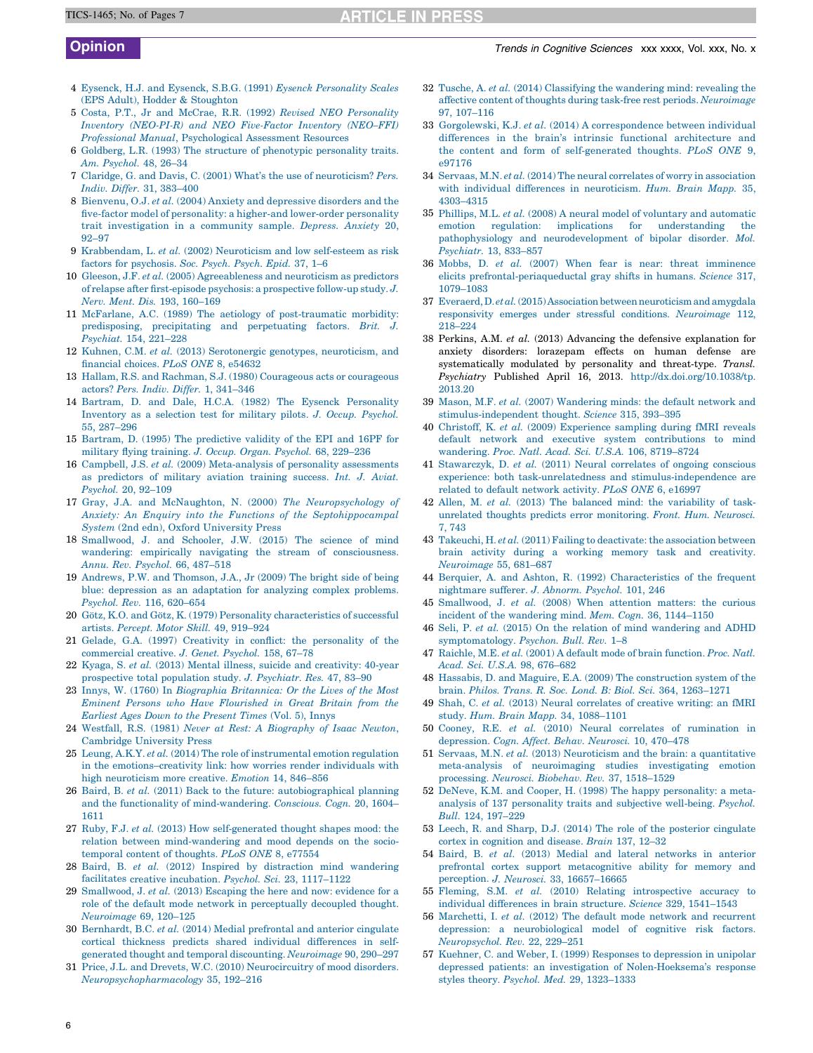4 Eysenck, H.J. and Eysenck, S.B.G. (1991) *Eysenck Personality Scales* (EPS Adult), Hodder & Stoughton

5 Costa, P.T., Jr and McCrae, R.R. (1992) *Revised NEO Personality Inventory (NEO-PI-R) and NEO Five-Factor Inventory (NEO–FFI) Professional Manual*, Psychological Assessment Resources

6 Goldberg, L.R. (1993) The structure of phenotypic personality traits. *Am. Psychol.* 48, 26–34

7 Claridge, G. and Davis, C. (2001) What's the use of neuroticism? *Pers. Indiv. Differ.* 31, 383–400

8 Bienvenu, O.J. *et al.* (2004) Anxiety and depressive disorders and the five-factor model of personality: a higher-and lower-order personality trait investigation in a community sample. *Depress. Anxiety* 20, 92–97

9 Krabbendam, L. *et al.* (2002) Neuroticism and low self-esteem as risk factors for psychosis. *Soc. Psych. Psych. Epid.* 37, 1–6

10 Gleeson, J.F. *et al.* (2005) Agreeableness and neuroticism as predictors of relapse after first-episode psychosis: a prospective follow-up study. *J. Nerv. Ment. Dis.* 193, 160–169

11 McFarlane, A.C. (1989) The aetiology of post-traumatic morbidity: predisposing, precipitating and perpetuating factors. *Brit. J. Psychiat.* 154, 221–228

12 Kuhnen, C.M. *et al.* (2013) Serotonergic genotypes, neuroticism, and financial choices. *PLoS ONE* 8, e54632

13 Hallam, R.S. and Rachman, S.J. (1980) Courageous acts or courageous actors? *Pers. Indiv. Differ.* 1, 341–346

14 Bartram, D. and Dale, H.C.A. (1982) The Eysenck Personality Inventory as a selection test for military pilots. *J. Occup. Psychol.* 55, 287–296

15 Bartram, D. (1995) The predictive validity of the EPI and 16PF for military flying training. *J. Occup. Organ. Psychol.* 68, 229–236

16 Campbell, J.S. *et al.* (2009) Meta-analysis of personality assessments as predictors of military aviation training success. *Int. J. Aviat. Psychol.* 20, 92–109

17 Gray, J.A. and McNaughton, N. (2000) *The Neuropsychology of Anxiety: An Enquiry into the Functions of the Septohippocampal System* (2nd edn), Oxford University Press

18 Smallwood, J. and Schooler, J.W. (2015) The science of mind wandering: empirically navigating the stream of consciousness. *Annu. Rev. Psychol.* 66, 487–518

19 Andrews, P.W. and Thomson, J.A., Jr (2009) The bright side of being blue: depression as an adaptation for analyzing complex problems. *Psychol. Rev.* 116, 620–654

20 Götz, K.O. and Götz, K. (1979) Personality characteristics of successful artists. *Percept. Motor Skill.* 49, 919–924

21 Gelade, G.A. (1997) Creativity in conflict: the personality of the commercial creative. *J. Genet. Psychol.* 158, 67–78

22 Kyaga, S. *et al.* (2013) Mental illness, suicide and creativity: 40-year prospective total population study. *J. Psychiatr. Res.* 47, 83–90

23 Innys, W. (1760) In *Biographia Britannica: Or the Lives of the Most Eminent Persons who Have Flourished in Great Britain from the Earliest Ages Down to the Present Times* (Vol. 5), Innys

24 Westfall, R.S. (1981) *Never at Rest: A Biography of Isaac Newton*, Cambridge University Press

25 Leung, A.K.Y. *et al.* (2014) The role of instrumental emotion regulation in the emotions–creativity link: how worries render individuals with high neuroticism more creative. *Emotion* 14, 846–856

26 Baird, B. *et al.* (2011) Back to the future: autobiographical planning and the functionality of mind-wandering. *Conscious. Cogn.* 20, 1604–1611

27 Ruby, F.J. *et al.* (2013) How self-generated thought shapes mood: the relation between mind-wandering and mood depends on the socio-temporal content of thoughts. *PLoS ONE* 8, e77554

28 Baird, B. *et al.* (2012) Inspired by distraction mind wandering facilitates creative incubation. *Psychol. Sci.* 23, 1117–1122

29 Smallwood, J. *et al.* (2013) Escaping the here and now: evidence for a role of the default mode network in perceptually decoupled thought. *Neuroimage* 69, 120–125

30 Bernhardt, B.C. *et al.* (2014) Medial prefrontal and anterior cingulate cortical thickness predicts shared individual differences in self-generated thought and temporal discounting. *Neuroimage* 90, 290–297

31 Price, J.L. and Drevets, W.C. (2010) Neurocircuitry of mood disorders. *Neuropsychopharmacology* 35, 192–216

32 Tusche, A. *et al.* (2014) Classifying the wandering mind: revealing the affective content of thoughts during task-free rest periods. *Neuroimage* 97, 107–116

33 Gorgolewski, K.J. *et al.* (2014) A correspondence between individual differences in the brain's intrinsic functional architecture and the content and form of self-generated thoughts. *PLoS ONE* 9, e97176

34 Servaas, M.N. *et al.* (2014) The neural correlates of worry in association with individual differences in neuroticism. *Hum. Brain Mapp.* 35, 4303–4315

35 Phillips, M.L. *et al.* (2008) A neural model of voluntary and automatic emotion regulation: implications for understanding the pathophysiology and neurodevelopment of bipolar disorder. *Mol. Psychiatr.* 13, 833–857

36 Mobbs, D. *et al.* (2007) When fear is near: threat imminence elicits prefrontal-periaqueductal gray shifts in humans. *Science* 317, 1079–1083

37 Everaerd, D. *et al.* (2015) Association between neuroticism and amygdala responsivity emerges under stressful conditions. *Neuroimage* 112, 218–224

38 Perkins, A.M. *et al.* (2013) Advancing the defensive explanation for anxiety disorders: lorazepam effects on human defense are systematically modulated by personality and threat-type. *Transl. Psychiatry* Published April 16, 2013. http://dx.doi.org/10.1038/tp.2013.20

39 Mason, M.F. *et al.* (2007) Wandering minds: the default network and stimulus-independent thought. *Science* 315, 393–395

40 Christoff, K. *et al.* (2009) Experience sampling during fMRI reveals default network and executive system contributions to mind wandering. *Proc. Natl. Acad. Sci. U.S.A.* 106, 8719–8724

41 Stawarczyk, D. *et al.* (2011) Neural correlates of ongoing conscious experience: both task-unrelatedness and stimulus-independence are related to default network activity. *PLoS ONE* 6, e16997

42 Allen, M. *et al.* (2013) The balanced mind: the variability of task-unrelated thoughts predicts error monitoring. *Front. Hum. Neurosci.* 7, 743

43 Takeuchi, H. *et al.* (2011) Failing to deactivate: the association between brain activity during a working memory task and creativity. *Neuroimage* 55, 681–687

44 Berquier, A. and Ashton, R. (1992) Characteristics of the frequent nightmare sufferer. *J. Abnorm. Psychol.* 101, 246

45 Smallwood, J. *et al.* (2008) When attention matters: the curious incident of the wandering mind. *Mem. Cogn.* 36, 1144–1150

46 Seli, P. *et al.* (2015) On the relation of mind wandering and ADHD symptomatology. *Psychon. Bull. Rev.* 1–8

47 Raichle, M.E. *et al.* (2001) A default mode of brain function. *Proc. Natl. Acad. Sci. U.S.A.* 98, 676–682

48 Hassabis, D. and Maguire, E.A. (2009) The construction system of the brain. *Philos. Trans. R. Soc. Lond. B: Biol. Sci.* 364, 1263–1271

49 Shah, C. *et al.* (2013) Neural correlates of creative writing: an fMRI study. *Hum. Brain Mapp.* 34, 1088–1101

50 Cooney, R.E. *et al.* (2010) Neural correlates of rumination in depression. *Cogn. Affect. Behav. Neurosci.* 10, 470–478

51 Servaas, M.N. *et al.* (2013) Neuroticism and the brain: a quantitative meta-analysis of neuroimaging studies investigating emotion processing. *Neurosci. Biobehav. Rev.* 37, 1518–1529

52 DeNeve, K.M. and Cooper, H. (1998) The happy personality: a meta-analysis of 137 personality traits and subjective well-being. *Psychol. Bull.* 124, 197–229

53 Leech, R. and Sharp, D.J. (2014) The role of the posterior cingulate cortex in cognition and disease. *Brain* 137, 12–32

54 Baird, B. *et al.* (2013) Medial and lateral networks in anterior prefrontal cortex support metacognitive ability for memory and perception. *J. Neurosci.* 33, 16657–16665

55 Fleming, S.M. *et al.* (2010) Relating introspective accuracy to individual differences in brain structure. *Science* 329, 1541–1543

56 Marchetti, I. *et al.* (2012) The default mode network and recurrent depression: a neurobiological model of cognitive risk factors. *Neuropsychol. Rev.* 22, 229–251

57 Kuehner, C. and Weber, I. (1999) Responses to depression in unipolar depressed patients: an investigation of Nolen-Hoeksema's response styles theory. *Psychol. Med.* 29, 1323–1333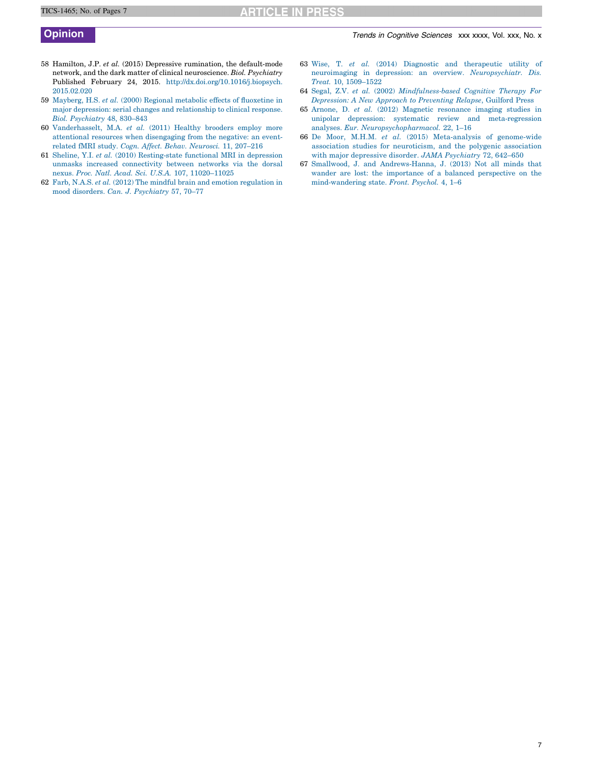58 Hamilton, J.P. *et al.* (2015) Depressive rumination, the default-mode network, and the dark matter of clinical neuroscience. *Biol. Psychiatry* Published February 24, 2015. http://dx.doi.org/10.1016/j.biopsych.2015.02.020

59 Mayberg, H.S. *et al.* (2000) Regional metabolic effects of fluoxetine in major depression: serial changes and relationship to clinical response. *Biol. Psychiatry* 48, 830–843

60 Vanderhasselt, M.A. *et al.* (2011) Healthy brooders employ more attentional resources when disengaging from the negative: an event-related fMRI study. *Cogn. Affect. Behav. Neurosci.* 11, 207–216

61 Sheline, Y.I. *et al.* (2010) Resting-state functional MRI in depression unmasks increased connectivity between networks via the dorsal nexus. *Proc. Natl. Acad. Sci. U.S.A.* 107, 11020–11025

62 Farb, N.A.S. *et al.* (2012) The mindful brain and emotion regulation in mood disorders. *Can. J. Psychiatry* 57, 70–77

63 Wise, T. *et al.* (2014) Diagnostic and therapeutic utility of neuroimaging in depression: an overview. *Neuropsychiatr. Dis. Treat.* 10, 1509–1522

64 Segal, Z.V. *et al.* (2002) *Mindfulness-based Cognitive Therapy For Depression: A New Approach to Preventing Relapse*, Guilford Press

65 Arnone, D. *et al.* (2012) Magnetic resonance imaging studies in unipolar depression: systematic review and meta-regression analyses. *Eur. Neuropsychopharmacol.* 22, 1–16

66 De Moor, M.H.M. *et al.* (2015) Meta-analysis of genome-wide association studies for neuroticism, and the polygenic association with major depressive disorder. *JAMA Psychiatry* 72, 642–650

67 Smallwood, J. and Andrews-Hanna, J. (2013) Not all minds that wander are lost: the importance of a balanced perspective on the mind-wandering state. *Front. Psychol.* 4, 1–6